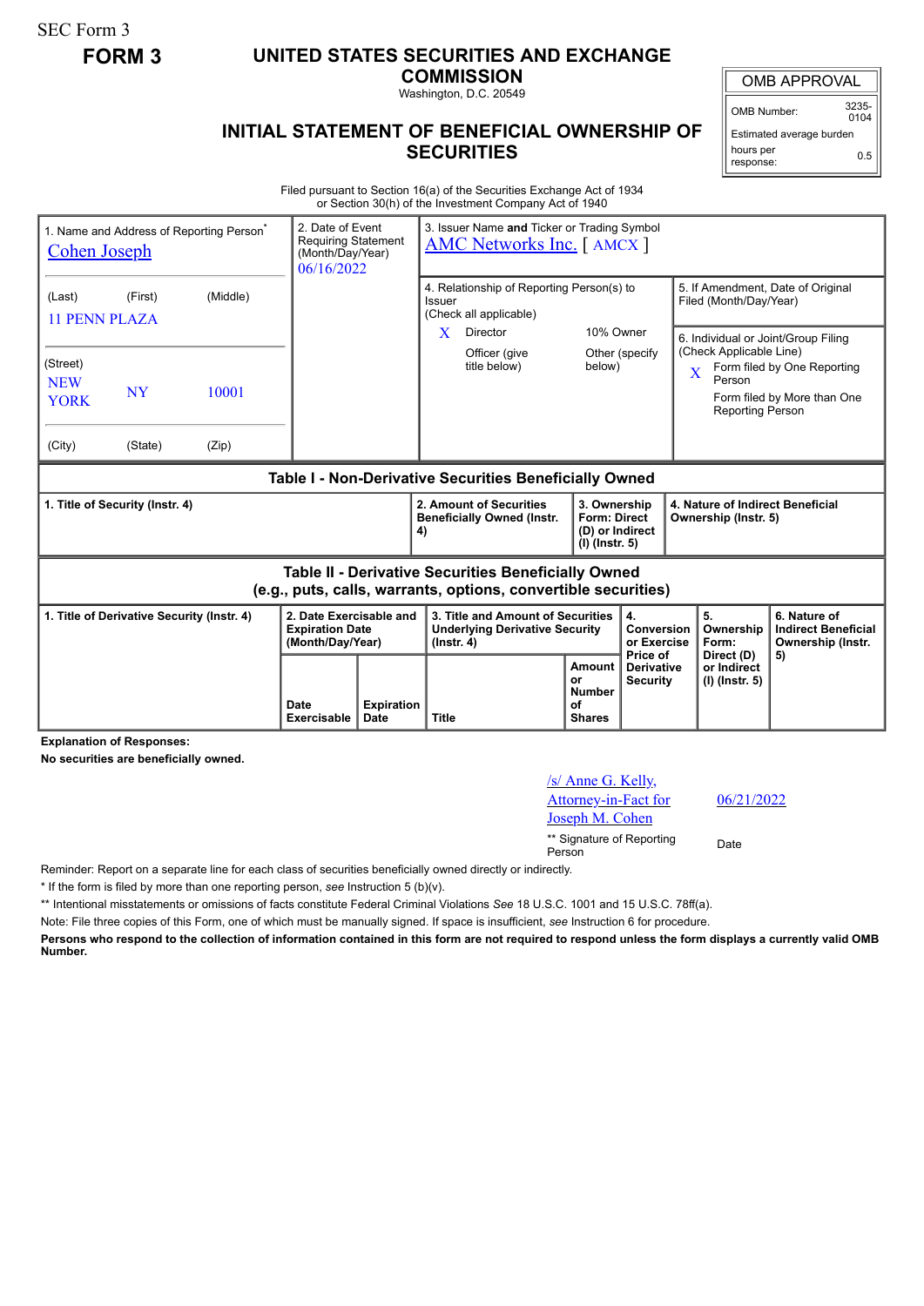SEC Form 3

**FORM 3**

# UNITED STATES SECURITIES AND EXCHANGE COMMISSION

Washington, D.C. 20549

## INITIAL STATEMENT OF BENEFICIAL OWNERSHIP OF SECURITIES

| OMB APPROVAL | |
|---|---|
| OMB Number: | 3235-0104 |
| Estimated average burden hours per response: | 0.5 |

Filed pursuant to Section 16(a) of the Securities Exchange Act of 1934 or Section 30(h) of the Investment Company Act of 1940

| 1. Name and Address of Reporting Person* | 2. Date of Event Requiring Statement (Month/Day/Year) | 3. Issuer Name **and** Ticker or Trading Symbol |
|---|---|---|
| Cohen Joseph<br>(Last) (First) (Middle)<br>11 PENN PLAZA<br>(Street)<br>NEW YORK NY 10001<br>(City) (State) (Zip) | 06/16/2022 | AMC Networks Inc. [ AMCX ] |

| 4. Relationship of Reporting Person(s) to Issuer (Check all applicable) | 5. If Amendment, Date of Original Filed (Month/Day/Year) |
|---|---|
| X Director<br>10% Owner<br>Officer (give title below)<br>Other (specify below) | 6. Individual or Joint/Group Filing (Check Applicable Line)<br>X Form filed by One Reporting Person<br>Form filed by More than One Reporting Person |

### Table I - Non-Derivative Securities Beneficially Owned

| 1. Title of Security (Instr. 4) | 2. Amount of Securities Beneficially Owned (Instr. 4) | 3. Ownership Form: Direct (D) or Indirect (I) (Instr. 5) | 4. Nature of Indirect Beneficial Ownership (Instr. 5) |
|---|---|---|---|

### Table II - Derivative Securities Beneficially Owned (e.g., puts, calls, warrants, options, convertible securities)

| 1. Title of Derivative Security (Instr. 4) | 2. Date Exercisable and Expiration Date (Month/Day/Year) | | 3. Title and Amount of Securities Underlying Derivative Security (Instr. 4) | | 4. Conversion or Exercise Price of Derivative Security | 5. Ownership Form: Direct (D) or Indirect (I) (Instr. 5) | 6. Nature of Indirect Beneficial Ownership (Instr. 5) |
|---|---|---|---|---|---|---|---|
| | Date Exercisable | Expiration Date | Title | Amount or Number of Shares | | | |

**Explanation of Responses:**

**No securities are beneficially owned.**

| /s/ Anne G. Kelly, Attorney-in-Fact for Joseph M. Cohen | 06/21/2022 |
|---|---|
| ** Signature of Reporting Person | Date |

Reminder: Report on a separate line for each class of securities beneficially owned directly or indirectly.

\* If the form is filed by more than one reporting person, *see* Instruction 5 (b)(v).

\*\* Intentional misstatements or omissions of facts constitute Federal Criminal Violations *See* 18 U.S.C. 1001 and 15 U.S.C. 78ff(a).

Note: File three copies of this Form, one of which must be manually signed. If space is insufficient, *see* Instruction 6 for procedure.

**Persons who respond to the collection of information contained in this form are not required to respond unless the form displays a currently valid OMB Number.**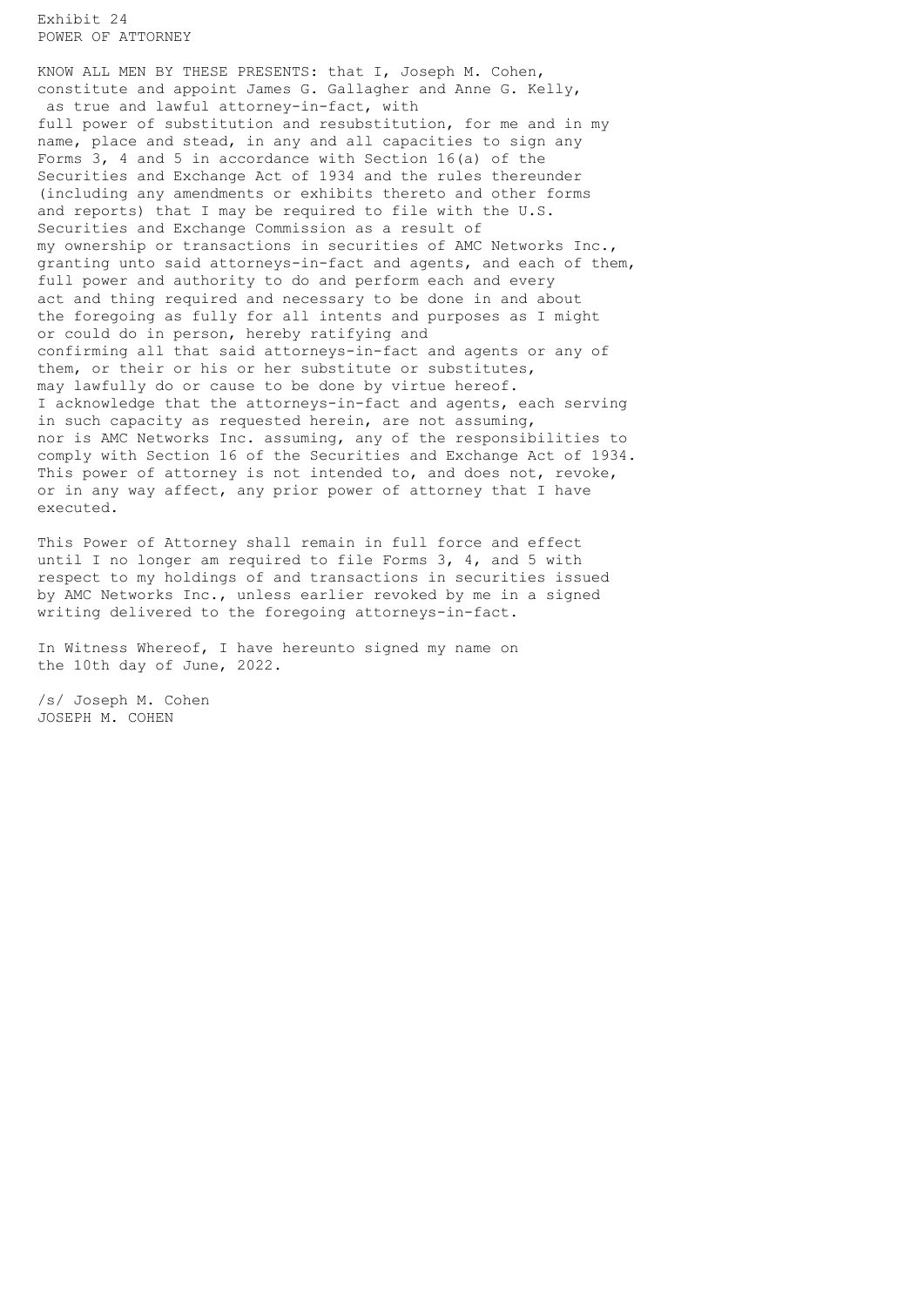Exhibit 24

# POWER OF ATTORNEY

KNOW ALL MEN BY THESE PRESENTS: that I, Joseph M. Cohen, constitute and appoint James G. Gallagher and Anne G. Kelly, as true and lawful attorney-in-fact, with full power of substitution and resubstitution, for me and in my name, place and stead, in any and all capacities to sign any Forms 3, 4 and 5 in accordance with Section 16(a) of the Securities and Exchange Act of 1934 and the rules thereunder (including any amendments or exhibits thereto and other forms and reports) that I may be required to file with the U.S. Securities and Exchange Commission as a result of my ownership or transactions in securities of AMC Networks Inc., granting unto said attorneys-in-fact and agents, and each of them, full power and authority to do and perform each and every act and thing required and necessary to be done in and about the foregoing as fully for all intents and purposes as I might or could do in person, hereby ratifying and confirming all that said attorneys-in-fact and agents or any of them, or their or his or her substitute or substitutes, may lawfully do or cause to be done by virtue hereof. I acknowledge that the attorneys-in-fact and agents, each serving in such capacity as requested herein, are not assuming, nor is AMC Networks Inc. assuming, any of the responsibilities to comply with Section 16 of the Securities and Exchange Act of 1934. This power of attorney is not intended to, and does not, revoke, or in any way affect, any prior power of attorney that I have executed.

This Power of Attorney shall remain in full force and effect until I no longer am required to file Forms 3, 4, and 5 with respect to my holdings of and transactions in securities issued by AMC Networks Inc., unless earlier revoked by me in a signed writing delivered to the foregoing attorneys-in-fact.

In Witness Whereof, I have hereunto signed my name on the 10th day of June, 2022.

/s/ Joseph M. Cohen
JOSEPH M. COHEN